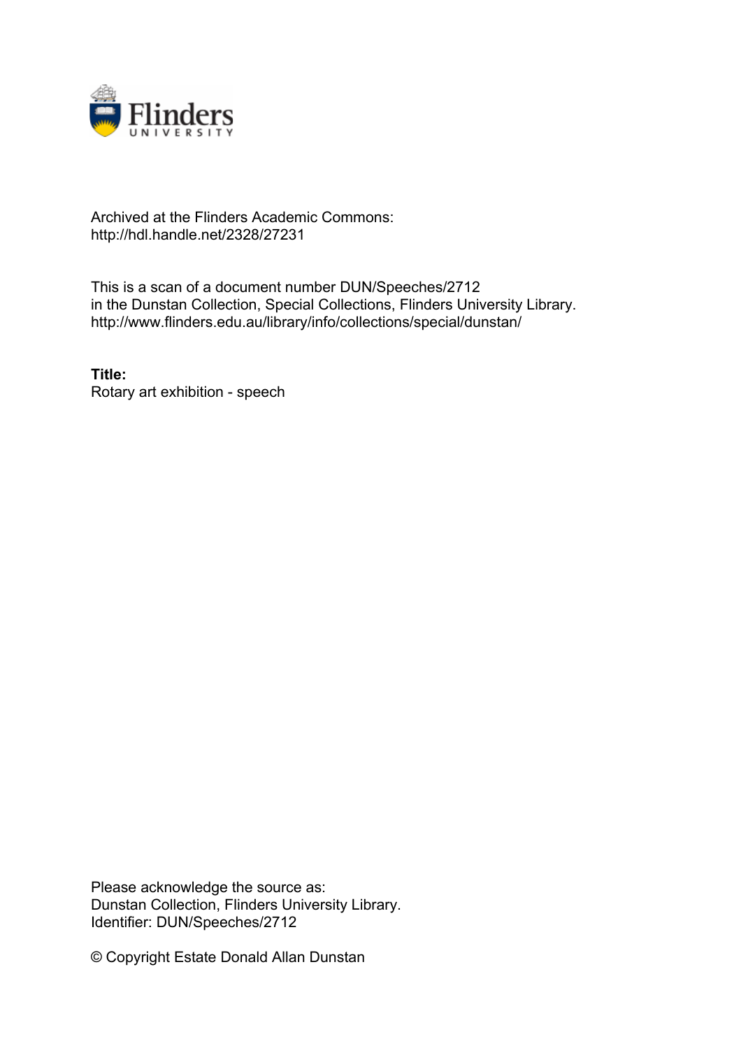Archived at the Flinders Academic Commons:
http://hdl.handle.net/2328/27231

This is a scan of a document number DUN/Speeches/2712
in the Dunstan Collection, Special Collections, Flinders University Library.
http://www.flinders.edu.au/library/info/collections/special/dunstan/

**Title:**
Rotary art exhibition - speech

Please acknowledge the source as:
Dunstan Collection, Flinders University Library.
Identifier: DUN/Speeches/2712

© Copyright Estate Donald Allan Dunstan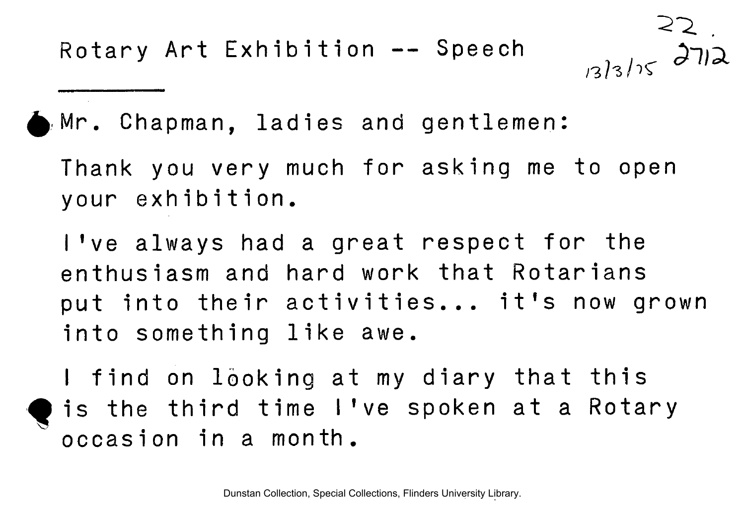# Rotary Art Exhibition -- Speech

22.
13/3/75 2712

Mr. Chapman, ladies and gentlemen:

Thank you very much for asking me to open your exhibition.

I've always had a great respect for the enthusiasm and hard work that Rotarians put into their activities... it's now grown into something like awe.

I find on looking at my diary that this is the third time I've spoken at a Rotary occasion in a month.

Dunstan Collection, Special Collections, Flinders University Library.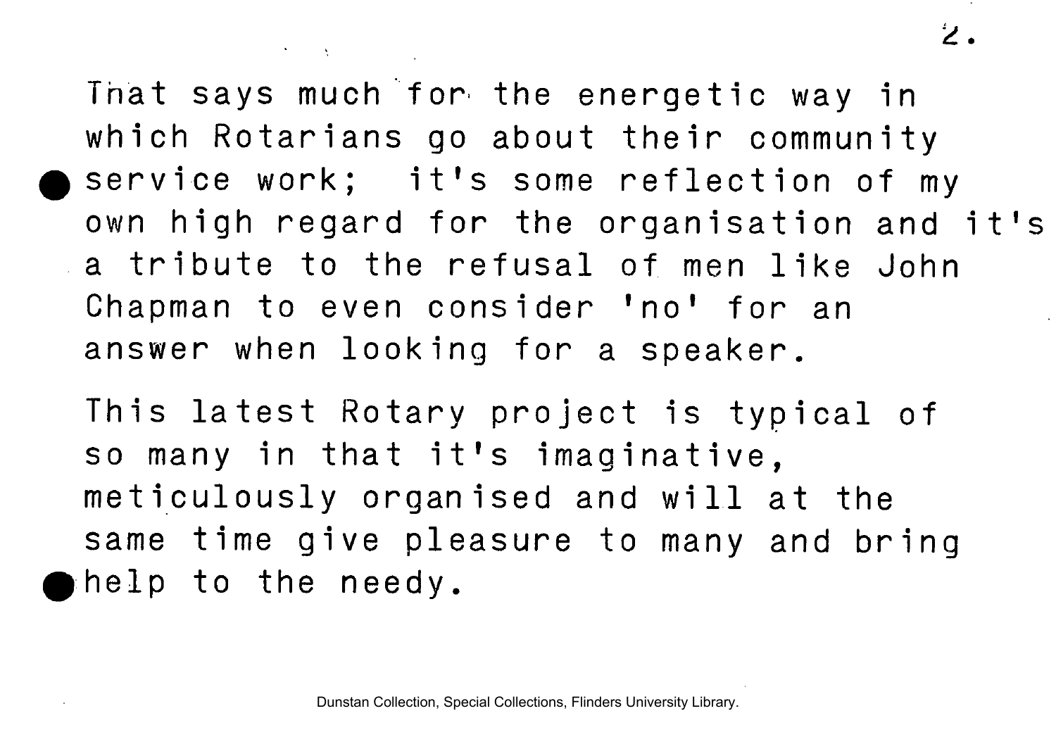That says much for the energetic way in which Rotarians go about their community service work; it's some reflection of my own high regard for the organisation and it's a tribute to the refusal of men like John Chapman to even consider 'no' for an answer when looking for a speaker.

This latest Rotary project is typical of so many in that it's imaginative, meticulously organised and will at the same time give pleasure to many and bring help to the needy.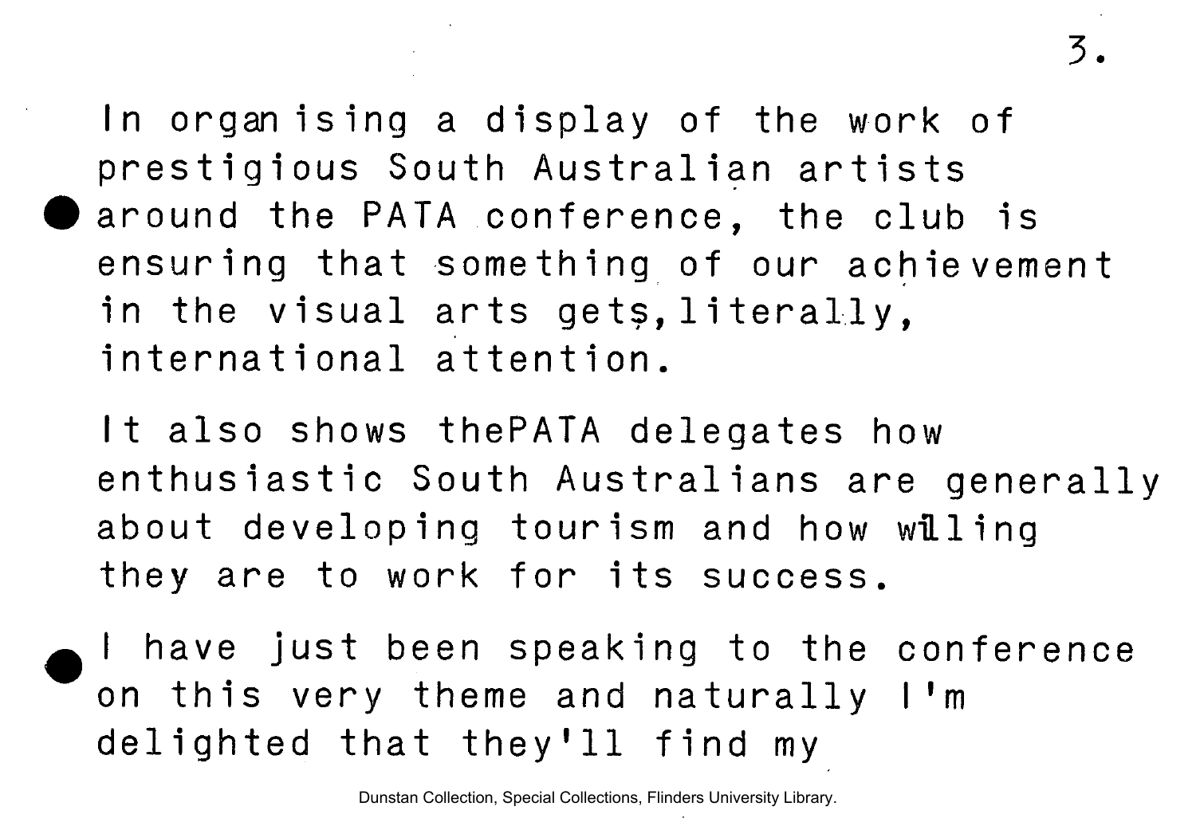In organising a display of the work of prestigious South Australian artists around the PATA conference, the club is ensuring that something of our achievement in the visual arts gets, literally, international attention.

It also shows thePATA delegates how enthusiastic South Australians are generally about developing tourism and how willing they are to work for its success.

I have just been speaking to the conference on this very theme and naturally I'm delighted that they'll find my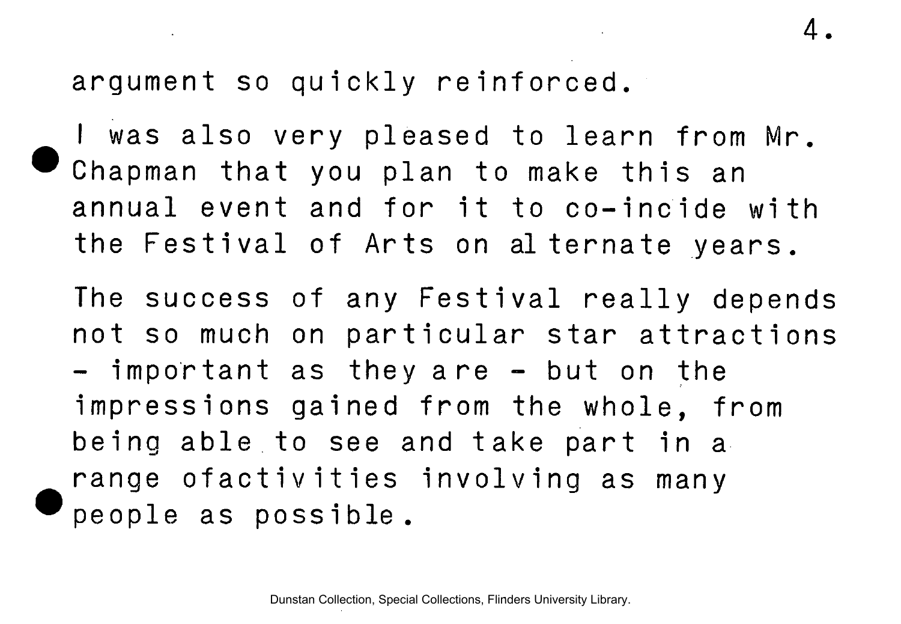argument so quickly reinforced.

I was also very pleased to learn from Mr. Chapman that you plan to make this an annual event and for it to co-incide with the Festival of Arts on alternate years.

The success of any Festival really depends not so much on particular star attractions - important as they are - but on the impressions gained from the whole, from being able to see and take part in a range ofactivities involving as many people as possible.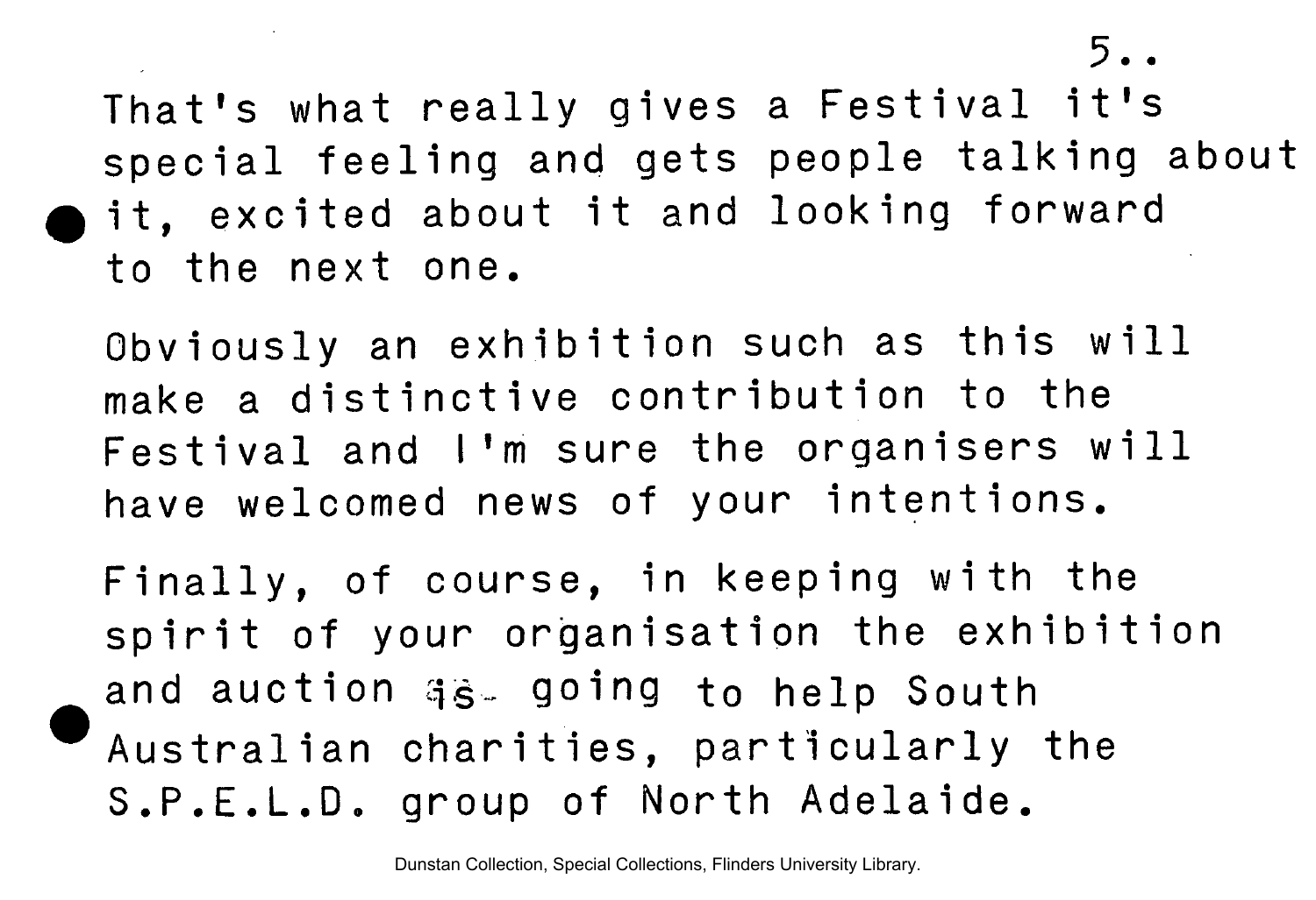That's what really gives a Festival it's special feeling and gets people talking about it, excited about it and looking forward to the next one.

Obviously an exhibition such as this will make a distinctive contribution to the Festival and I'm sure the organisers will have welcomed news of your intentions.

Finally, of course, in keeping with the spirit of your organisation the exhibition and auction is going to help South Australian charities, particularly the S.P.E.L.D. group of North Adelaide.

Dunstan Collection, Special Collections, Flinders University Library.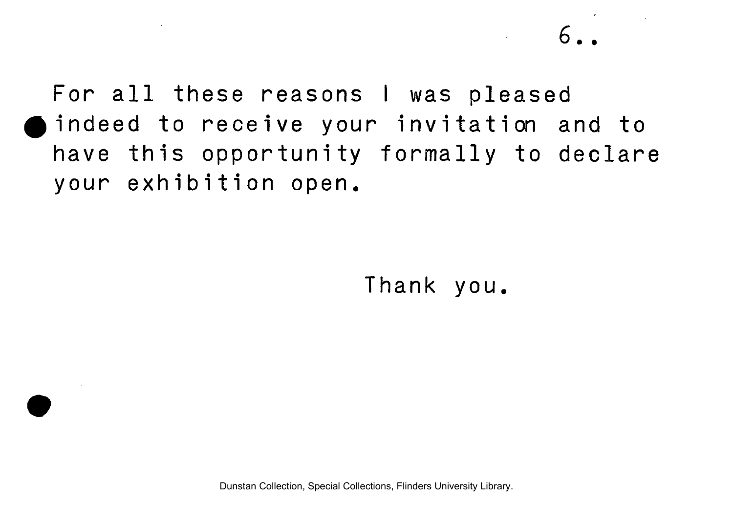For all these reasons I was pleased indeed to receive your invitation and to have this opportunity formally to declare your exhibition open.

Thank you.

Dunstan Collection, Special Collections, Flinders University Library.